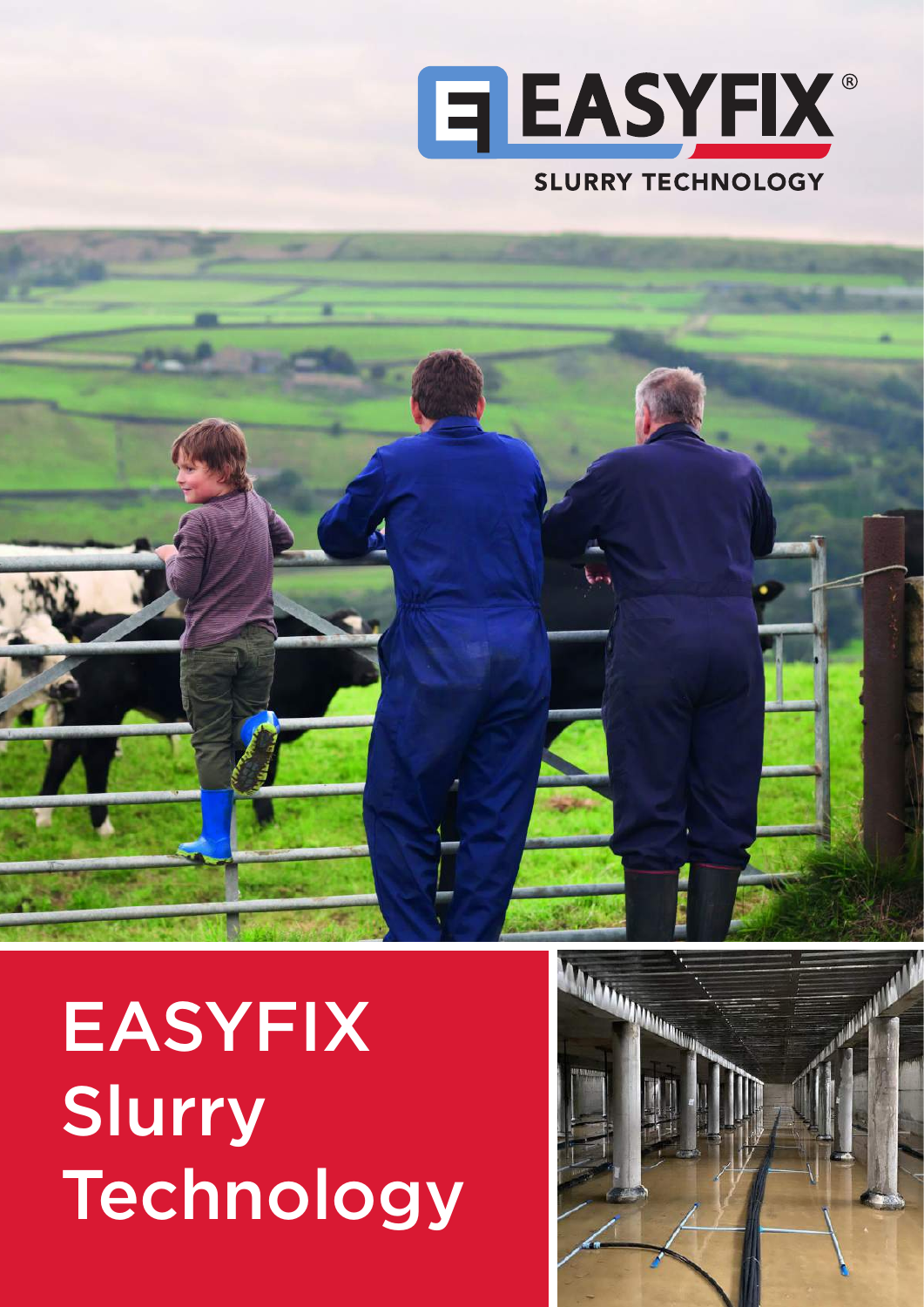EASYFIX®

SLURRY TECHNOLOGY

# EASYFIX Slurry Technology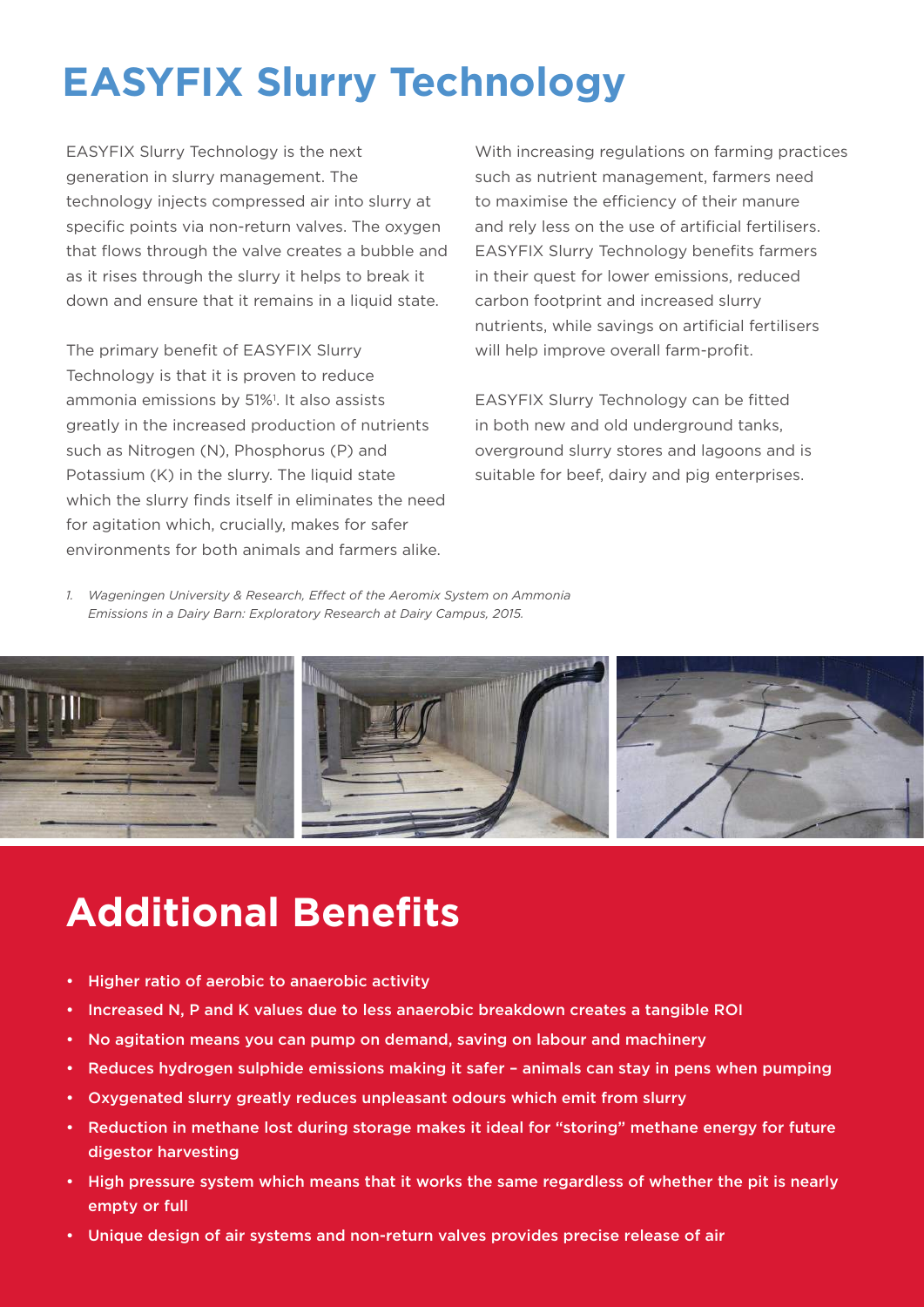# EASYFIX Slurry Technology

EASYFIX Slurry Technology is the next generation in slurry management. The technology injects compressed air into slurry at specific points via non-return valves. The oxygen that flows through the valve creates a bubble and as it rises through the slurry it helps to break it down and ensure that it remains in a liquid state.

The primary benefit of EASYFIX Slurry Technology is that it is proven to reduce ammonia emissions by 51%[1]. It also assists greatly in the increased production of nutrients such as Nitrogen (N), Phosphorus (P) and Potassium (K) in the slurry. The liquid state which the slurry finds itself in eliminates the need for agitation which, crucially, makes for safer environments for both animals and farmers alike.

With increasing regulations on farming practices such as nutrient management, farmers need to maximise the efficiency of their manure and rely less on the use of artificial fertilisers. EASYFIX Slurry Technology benefits farmers in their quest for lower emissions, reduced carbon footprint and increased slurry nutrients, while savings on artificial fertilisers will help improve overall farm-profit.

EASYFIX Slurry Technology can be fitted in both new and old underground tanks, overground slurry stores and lagoons and is suitable for beef, dairy and pig enterprises.

1. *Wageningen University & Research, Effect of the Aeromix System on Ammonia Emissions in a Dairy Barn: Exploratory Research at Dairy Campus, 2015.*

## Additional Benefits

- Higher ratio of aerobic to anaerobic activity
- Increased N, P and K values due to less anaerobic breakdown creates a tangible ROI
- No agitation means you can pump on demand, saving on labour and machinery
- Reduces hydrogen sulphide emissions making it safer – animals can stay in pens when pumping
- Oxygenated slurry greatly reduces unpleasant odours which emit from slurry
- Reduction in methane lost during storage makes it ideal for "storing" methane energy for future digestor harvesting
- High pressure system which means that it works the same regardless of whether the pit is nearly empty or full
- Unique design of air systems and non-return valves provides precise release of air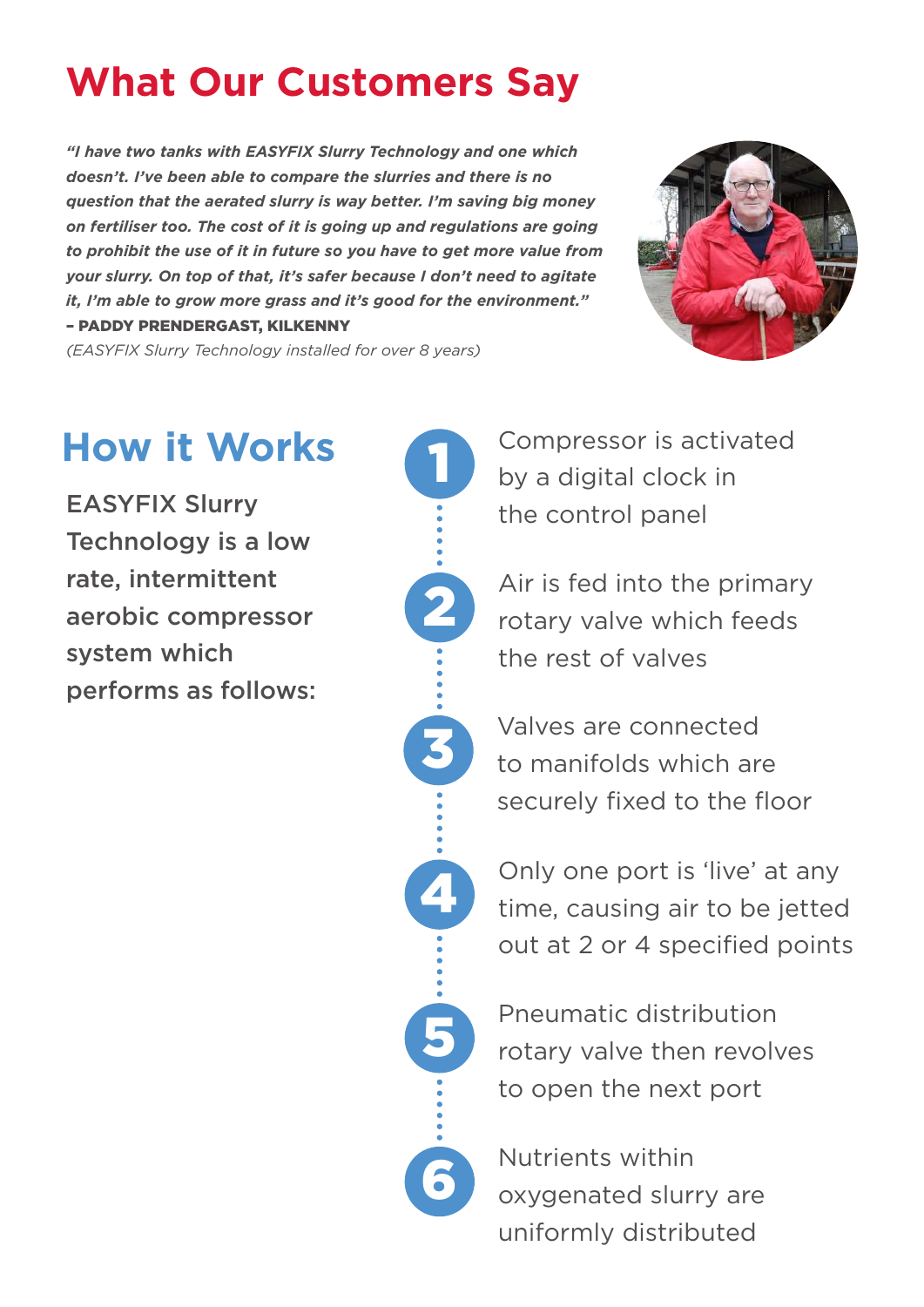# What Our Customers Say

***"I have two tanks with EASYFIX Slurry Technology and one which doesn't. I've been able to compare the slurries and there is no question that the aerated slurry is way better. I'm saving big money on fertiliser too. The cost of it is going up and regulations are going to prohibit the use of it in future so you have to get more value from your slurry. On top of that, it's safer because I don't need to agitate it, I'm able to grow more grass and it's good for the environment."***

**– PADDY PRENDERGAST, KILKENNY**

*(EASYFIX Slurry Technology installed for over 8 years)*

# How it Works

EASYFIX Slurry Technology is a low rate, intermittent aerobic compressor system which performs as follows:

1. Compressor is activated by a digital clock in the control panel
2. Air is fed into the primary rotary valve which feeds the rest of valves
3. Valves are connected to manifolds which are securely fixed to the floor
4. Only one port is 'live' at any time, causing air to be jetted out at 2 or 4 specified points
5. Pneumatic distribution rotary valve then revolves to open the next port
6. Nutrients within oxygenated slurry are uniformly distributed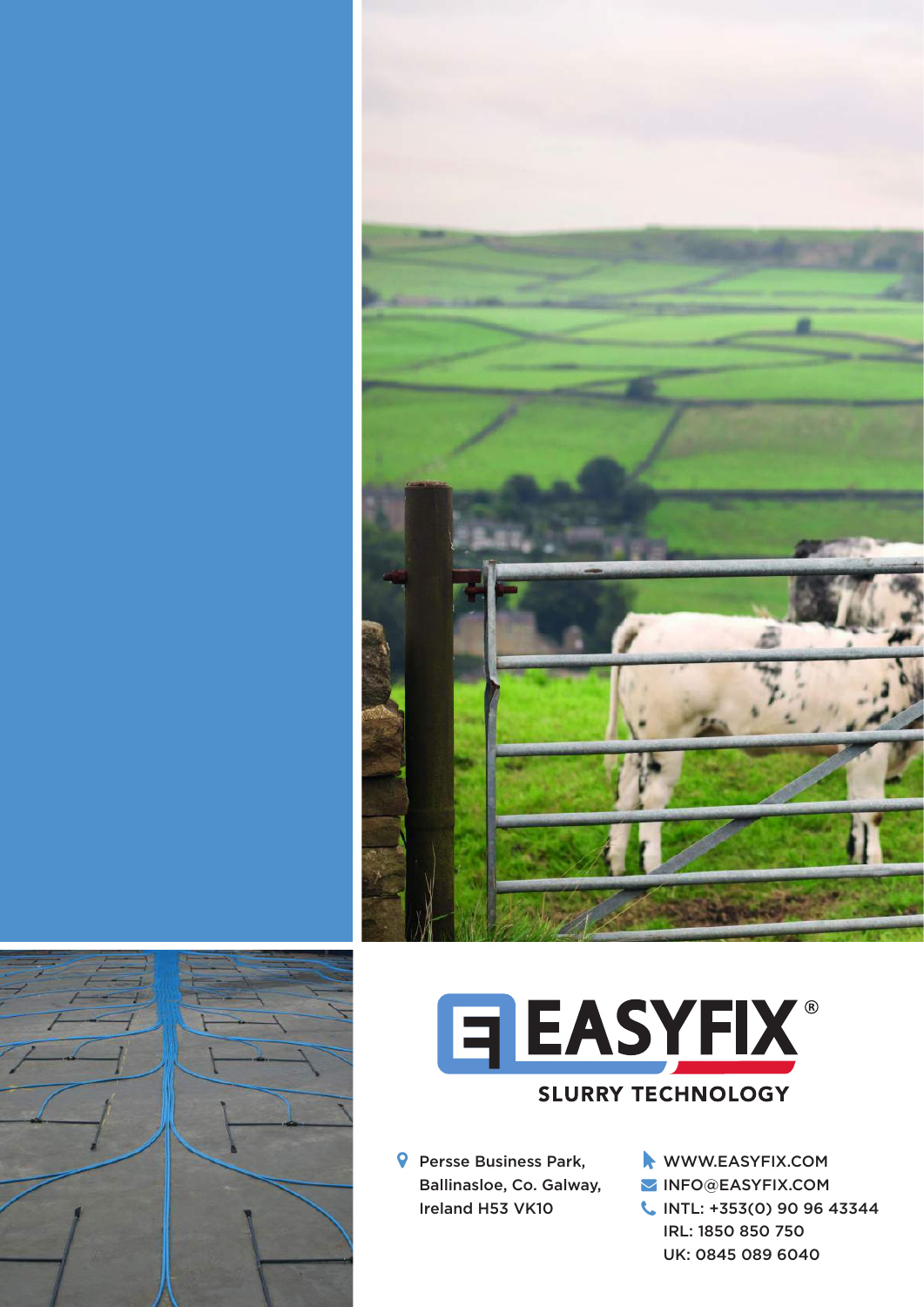EASYFIX®

SLURRY TECHNOLOGY

Persse Business Park,
Ballinasloe, Co. Galway,
Ireland H53 VK10

WWW.EASYFIX.COM
INFO@EASYFIX.COM
INTL: +353(0) 90 96 43344
IRL: 1850 850 750
UK: 0845 089 6040